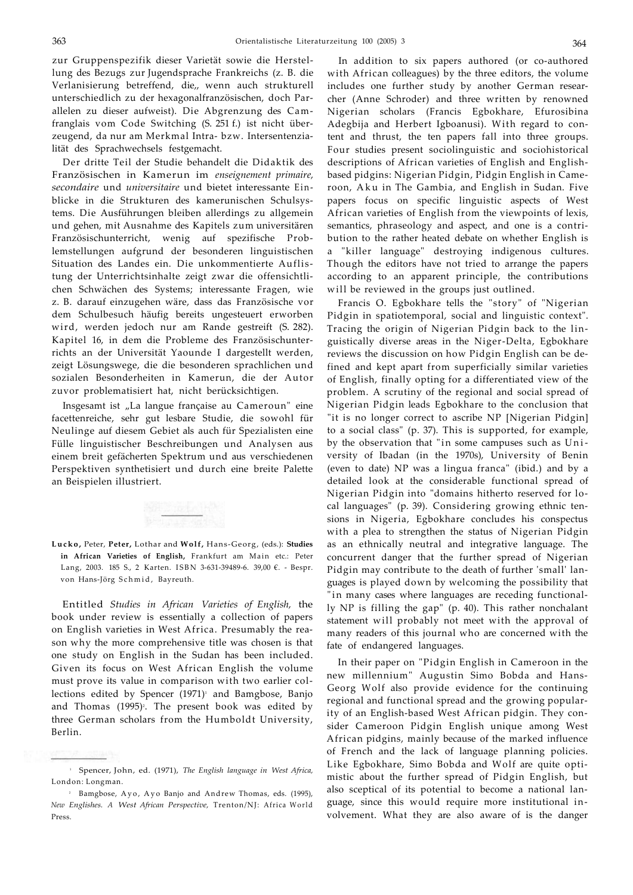zur Gruppenspezifik dieser Varietät sowie die Herstellung des Bezugs zur Jugendsprache Frankreichs (z. B. die Verlanisierung betreffend, die„ wenn auch strukturell unterschiedlich zu der hexagonalfranzösischen, doch Parallelen zu dieser aufweist). Die Abgrenzung des Camfranglais vom Code Switching (S. 251 f.) ist nicht überzeugend, da nur am Merkmal Intra- bzw. Intersentenzialität des Sprachwechsels festgemacht.

Der dritte Teil der Studie behandelt die Didaktik des Französischen in Kamerun im *enseignement primaire, secondaire* und *universitaire* und bietet interessante Einblicke in die Strukturen des kamerunischen Schulsystems. Die Ausführungen bleiben allerdings zu allgemein und gehen, mit Ausnahme des Kapitels zum universitären Französischunterricht, wenig auf spezifische Problemstellungen aufgrund der besonderen linguistischen Situation des Landes ein. Die unkommentierte Auflistung der Unterrichtsinhalte zeigt zwar die offensichtlichen Schwächen des Systems; interessante Fragen, wie z. B. darauf einzugehen wäre, dass das Französische vor dem Schulbesuch häufig bereits ungesteuert erworben wird, werden jedoch nur am Rande gestreift (S. 282). Kapitel 16, in dem die Probleme des Französischunterrichts an der Universität Yaounde I dargestellt werden, zeigt Lösungswege, die die besonderen sprachlichen und sozialen Besonderheiten in Kamerun, die der Autor zuvor problematisiert hat, nicht berücksichtigen.

Insgesamt ist „La langue française au Cameroun" eine facettenreiche, sehr gut lesbare Studie, die sowohl für Neulinge auf diesem Gebiet als auch für Spezialisten eine Fülle linguistischer Beschreibungen und Analysen aus einem breit gefächerten Spektrum und aus verschiedenen Perspektiven synthetisiert und durch eine breite Palette an Beispielen illustriert.

---

**Lucko,** Peter, **Peter,** Lothar and **Wolf,** Hans-Georg, (eds.): **Studies in African Varieties of English,** Frankfurt am Main etc.: Peter Lang, 2003. 185 S., 2 Karten. ISBN 3-631-39489-6. 39,00 €. - Bespr. von Hans-Jörg Schmid, Bayreuth.

Entitled *Studies in African Varieties of English,* the book under review is essentially a collection of papers on English varieties in West Africa. Presumably the reason why the more comprehensive title was chosen is that one study on English in the Sudan has been included. Given its focus on West African English the volume must prove its value in comparison with two earlier collections edited by Spencer (1971)[1] and Bamgbose, Banjo and Thomas (1995)[2]. The present book was edited by three German scholars from the Humboldt University, Berlin.

In addition to six papers authored (or co-authored with African colleagues) by the three editors, the volume includes one further study by another German researcher (Anne Schroder) and three written by renowned Nigerian scholars (Francis Egbokhare, Efurosibina Adegbija and Herbert Igboanusi). With regard to content and thrust, the ten papers fall into three groups. Four studies present sociolinguistic and sociohistorical descriptions of African varieties of English and English-based pidgins: Nigerian Pidgin, Pidgin English in Cameroon, Aku in The Gambia, and English in Sudan. Five papers focus on specific linguistic aspects of West African varieties of English from the viewpoints of lexis, semantics, phraseology and aspect, and one is a contribution to the rather heated debate on whether English is a "killer language" destroying indigenous cultures. Though the editors have not tried to arrange the papers according to an apparent principle, the contributions will be reviewed in the groups just outlined.

Francis O. Egbokhare tells the "story" of "Nigerian Pidgin in spatiotemporal, social and linguistic context". Tracing the origin of Nigerian Pidgin back to the linguistically diverse areas in the Niger-Delta, Egbokhare reviews the discussion on how Pidgin English can be defined and kept apart from superficially similar varieties of English, finally opting for a differentiated view of the problem. A scrutiny of the regional and social spread of Nigerian Pidgin leads Egbokhare to the conclusion that "it is no longer correct to ascribe NP [Nigerian Pidgin] to a social class" (p. 37). This is supported, for example, by the observation that "in some campuses such as University of Ibadan (in the 1970s), University of Benin (even to date) NP was a lingua franca" (ibid.) and by a detailed look at the considerable functional spread of Nigerian Pidgin into "domains hitherto reserved for local languages" (p. 39). Considering growing ethnic tensions in Nigeria, Egbokhare concludes his conspectus with a plea to strengthen the status of Nigerian Pidgin as an ethnically neutral and integrative language. The concurrent danger that the further spread of Nigerian Pidgin may contribute to the death of further 'small' languages is played down by welcoming the possibility that "in many cases where languages are receding functionally NP is filling the gap" (p. 40). This rather nonchalant statement will probably not meet with the approval of many readers of this journal who are concerned with the fate of endangered languages.

In their paper on "Pidgin English in Cameroon in the new millennium" Augustin Simo Bobda and Hans-Georg Wolf also provide evidence for the continuing regional and functional spread and the growing popularity of an English-based West African pidgin. They consider Cameroon Pidgin English unique among West African pidgins, mainly because of the marked influence of French and the lack of language planning policies. Like Egbokhare, Simo Bobda and Wolf are quite optimistic about the further spread of Pidgin English, but also sceptical of its potential to become a national language, since this would require more institutional involvement. What they are also aware of is the danger

---

[1] Spencer, John, ed. (1971), *The English language in West Africa,* London: Longman.

[2] Bamgbose, Ayo, Ayo Banjo and Andrew Thomas, eds. (1995), *New Englishes. A West African Perspective,* Trenton/NJ: Africa World Press.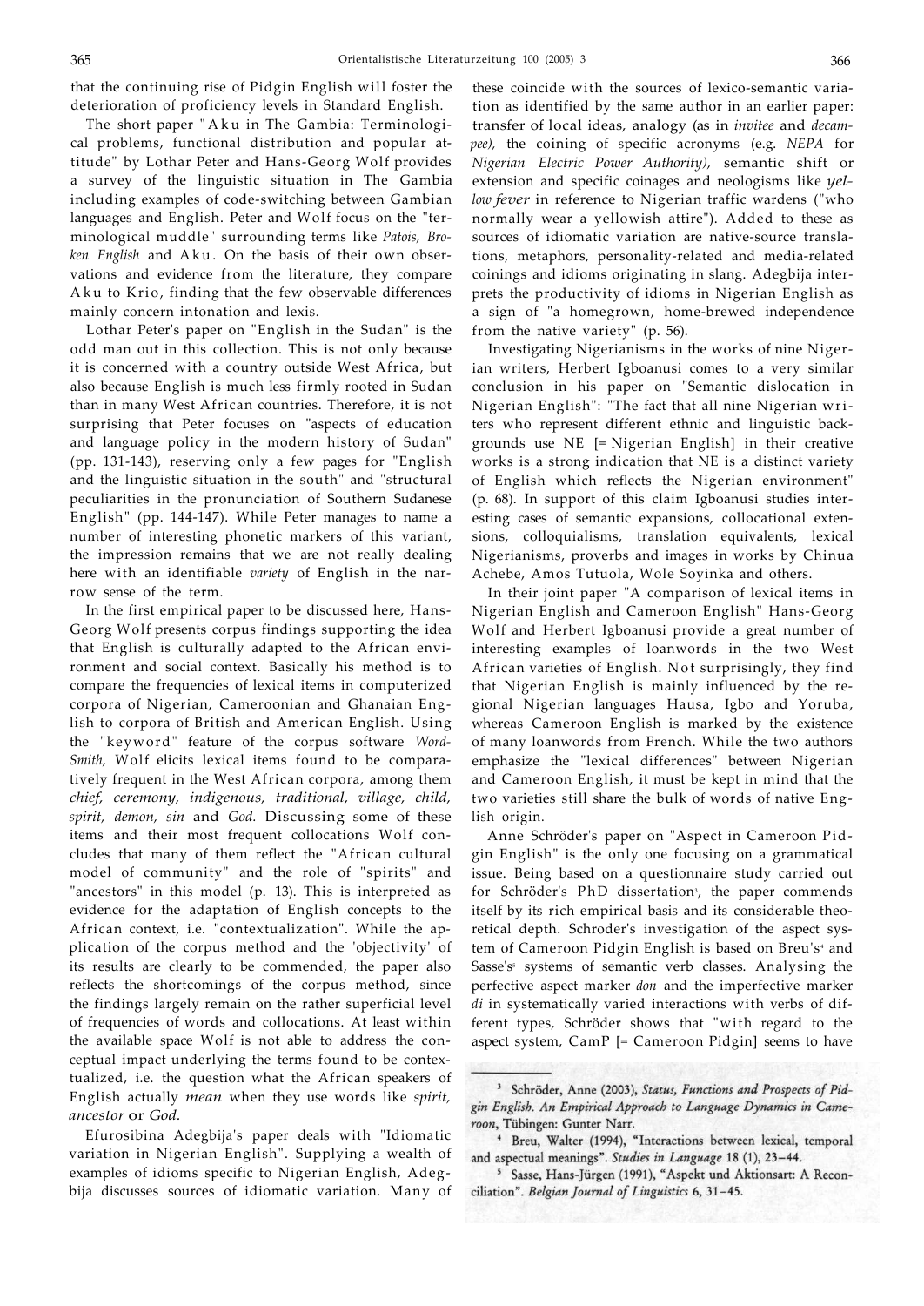that the continuing rise of Pidgin English will foster the deterioration of proficiency levels in Standard English.

The short paper "Aku in The Gambia: Terminological problems, functional distribution and popular attitude" by Lothar Peter and Hans-Georg Wolf provides a survey of the linguistic situation in The Gambia including examples of code-switching between Gambian languages and English. Peter and Wolf focus on the "terminological muddle" surrounding terms like *Patois, Broken English* and Aku. On the basis of their own observations and evidence from the literature, they compare Aku to Krio, finding that the few observable differences mainly concern intonation and lexis.

Lothar Peter's paper on "English in the Sudan" is the odd man out in this collection. This is not only because it is concerned with a country outside West Africa, but also because English is much less firmly rooted in Sudan than in many West African countries. Therefore, it is not surprising that Peter focuses on "aspects of education and language policy in the modern history of Sudan" (pp. 131-143), reserving only a few pages for "English and the linguistic situation in the south" and "structural peculiarities in the pronunciation of Southern Sudanese English" (pp. 144-147). While Peter manages to name a number of interesting phonetic markers of this variant, the impression remains that we are not really dealing here with an identifiable *variety* of English in the narrow sense of the term.

In the first empirical paper to be discussed here, Hans-Georg Wolf presents corpus findings supporting the idea that English is culturally adapted to the African environment and social context. Basically his method is to compare the frequencies of lexical items in computerized corpora of Nigerian, Cameroonian and Ghanaian English to corpora of British and American English. Using the "keyword" feature of the corpus software *WordSmith,* Wolf elicits lexical items found to be comparatively frequent in the West African corpora, among them *chief, ceremony, indigenous, traditional, village, child, spirit, demon, sin* and *God.* Discussing some of these items and their most frequent collocations Wolf concludes that many of them reflect the "African cultural model of community" and the role of "spirits" and "ancestors" in this model (p. 13). This is interpreted as evidence for the adaptation of English concepts to the African context, i.e. "contextualization". While the application of the corpus method and the 'objectivity' of its results are clearly to be commended, the paper also reflects the shortcomings of the corpus method, since the findings largely remain on the rather superficial level of frequencies of words and collocations. At least within the available space Wolf is not able to address the conceptual impact underlying the terms found to be contextualized, i.e. the question what the African speakers of English actually *mean* when they use words like *spirit, ancestor* or *God.*

Efurosibina Adegbija's paper deals with "Idiomatic variation in Nigerian English". Supplying a wealth of examples of idioms specific to Nigerian English, Adegbija discusses sources of idiomatic variation. Many of these coincide with the sources of lexico-semantic variation as identified by the same author in an earlier paper: transfer of local ideas, analogy (as in *invitee* and *decampee),* the coining of specific acronyms (e.g. *NEPA* for *Nigerian Electric Power Authority),* semantic shift or extension and specific coinages and neologisms like *yellow fever* in reference to Nigerian traffic wardens ("who normally wear a yellowish attire"). Added to these as sources of idiomatic variation are native-source translations, metaphors, personality-related and media-related coinings and idioms originating in slang. Adegbija interprets the productivity of idioms in Nigerian English as a sign of "a homegrown, home-brewed independence from the native variety" (p. 56).

Investigating Nigerianisms in the works of nine Nigerian writers, Herbert Igboanusi comes to a very similar conclusion in his paper on "Semantic dislocation in Nigerian English": "The fact that all nine Nigerian writers who represent different ethnic and linguistic backgrounds use NE [= Nigerian English] in their creative works is a strong indication that NE is a distinct variety of English which reflects the Nigerian environment" (p. 68). In support of this claim Igboanusi studies interesting cases of semantic expansions, collocational extensions, colloquialisms, translation equivalents, lexical Nigerianisms, proverbs and images in works by Chinua Achebe, Amos Tutuola, Wole Soyinka and others.

In their joint paper "A comparison of lexical items in Nigerian English and Cameroon English" Hans-Georg Wolf and Herbert Igboanusi provide a great number of interesting examples of loanwords in the two West African varieties of English. Not surprisingly, they find that Nigerian English is mainly influenced by the regional Nigerian languages Hausa, Igbo and Yoruba, whereas Cameroon English is marked by the existence of many loanwords from French. While the two authors emphasize the "lexical differences" between Nigerian and Cameroon English, it must be kept in mind that the two varieties still share the bulk of words of native English origin.

Anne Schröder's paper on "Aspect in Cameroon Pidgin English" is the only one focusing on a grammatical issue. Being based on a questionnaire study carried out for Schröder's PhD dissertation[3], the paper commends itself by its rich empirical basis and its considerable theoretical depth. Schroder's investigation of the aspect system of Cameroon Pidgin English is based on Breu's[4] and Sasse's[5] systems of semantic verb classes. Analysing the perfective aspect marker *don* and the imperfective marker *di* in systematically varied interactions with verbs of different types, Schröder shows that "with regard to the aspect system, CamP [= Cameroon Pidgin] seems to have

[3] Schröder, Anne (2003), *Status, Functions and Prospects of Pidgin English. An Empirical Approach to Language Dynamics in Cameroon,* Tübingen: Gunter Narr.

[4] Breu, Walter (1994), "Interactions between lexical, temporal and aspectual meanings". *Studies in Language* 18 (1), 23–44.

[5] Sasse, Hans-Jürgen (1991), "Aspekt und Aktionsart: A Reconciliation". *Belgian Journal of Linguistics* 6, 31–45.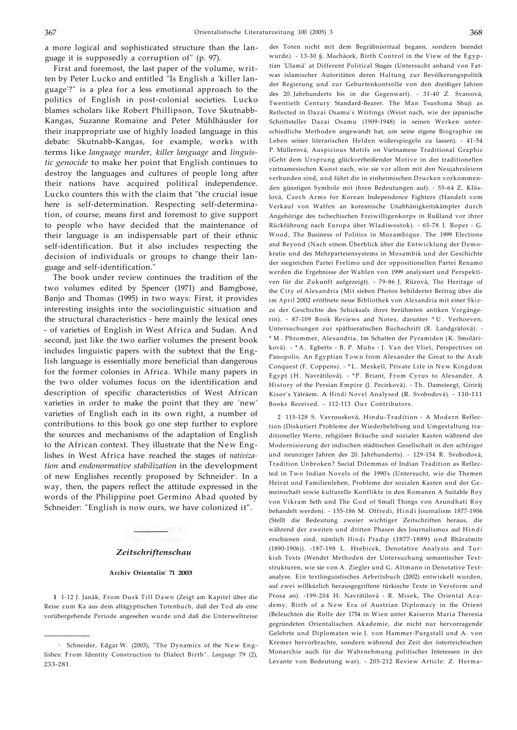a more logical and sophisticated structure than the language it is supposedly a corruption of" (p. 97).

First and foremost, the last paper of the volume, written by Peter Lucko and entitled "Is English a 'killer language'?" is a plea for a less emotional approach to the politics of English in post-colonial societies. Lucko blames scholars like Robert Phillipson, Tove Skutnabb-Kangas, Suzanne Romaine and Peter Mühlhäusler for their inappropriate use of highly loaded language in this debate: Skutnabb-Kangas, for example, works with terms like *language murder, killer language* and *linguistic genocide* to make her point that English continues to destroy the languages and cultures of people long after their nations have acquired political independence. Lucko counters this with the claim that "the crucial issue here is self-determination. Respecting self-determination, of course, means first and foremost to give support to people who have decided that the maintenance of their language is an indispensable part of their ethnic self-identification. But it also includes respecting the decision of individuals or groups to change their language and self-identification."

The book under review continues the tradition of the two volumes edited by Spencer (1971) and Bamgbose, Banjo and Thomas (1995) in two ways: First, it provides interesting insights into the sociolinguistic situation and the structural characteristics - here mainly the lexical ones - of varieties of English in West Africa and Sudan. And second, just like the two earlier volumes the present book includes linguistic papers with the subtext that the English language is essentially more beneficial than dangerous for the former colonies in Africa. While many papers in the two older volumes focus on the identification and description of specific characteristics of West African varieties in order to make the point that they are 'new' varieties of English each in its own right, a number of contributions to this book go one step further to explore the sources and mechanisms of the adaptation of English to the African context. They illustrate that the New Englishes in West Africa have reached the stages of *nativization* and *endonormative stabilization* in the development of new Englishes recently proposed by Schneider[6]. In a way, then, the papers reflect the attitude expressed in the words of the Philippine poet Germino Abad quoted by Schneider: "English is now ours, we have colonized it".

[6] Schneider, Edgar W. (2003), "The Dynamics of the New Englishes: From Identity Construction to Dialect Birth". *Language* 79 (2), 233-281.

## *Zeitschriftenschau*

### Archiv Orientalin' 71 2003

**1** 1-12 J. Janäk, From Dusk Till Dawn (Zeigt am Kapitel über die Reise zum Ka aus dem altägyptischen Totenbuch, daß der Tod als eine vorübergehende Periode angesehen wurde und daß die Unterweltreise des Toten nicht mit dem Begräbnisritual begann, sondern beendet wurde). - 13-30 §. Machácek, Birth Control in the View of the Egyptian 'Ulamä' at Different Political Stages (Untersucht anhand von Fatwas islamischer Autoritäten deren Haltung zur Bevölkerungspolitik der Regierung und zur Geburtenkontrolle von den dreißiger Jahren des 20. Jahrhunderts bis in die Gegenwart). - 31-40 Z. Svarcovä, Twentieth Century Standard-Bearer. The Man Tsushima Shuji as Reflected in Dazai Osamu's Writings (Weist nach, wie der japanische Schriftsteller Dazai Osamu (1909-1948) in seinen Werken unterschiedliche Methoden angewandt hat, um seine eigene Biographie im Leben seiner literarischen Helden widerspiegeln zu lassen). - 41-54 P. Müllerovä, Auspicious Motifs on Vietnamese Traditional Graphic (Geht dem Ursprung glückverheißender Motive in der traditionellen vietnamesischen Kunst nach, wie sie vor allem mit den Neujahrsfeiern verbunden sind, und führt die in einheimischen Drucken vorkommenden günstigen Symbole mit ihren Bedeutungen auf). - 55-64 Z. Klöslovä, Czech Arms for Korean Independence Fighters (Handelt vom Verkauf von Waffen an koreanische Unabhängigkeitskämpfer durch Angehörige des tschechischen Freiwilligenkorps in Rußland vor ihrer Rückführung nach Europa über Wladiwostok). - 65-78 I. Roper - G. Wood, The Business of Politics in Mozambique. The 1999 Elections and Beyond (Nach einem Überblick über die Entwicklung der Demokratie und des Mehrparteiensystems in Mosambik und der Geschichte der siegreichen Partei Frelimo und der oppositionellen Partei Renamo werden die Ergebnisse der Wahlen von 1999 analysiert und Perspektiven für die Zukunft aufgezeigt). - 79-86 J. Rüzovä, The Heritage of the City of Alexandria (Mit sieben Photos bebilderter Beitrag über die im April 2002 eröffnete neue Bibliothek von Alexandria mit einer Skizze der Geschichte des Schicksals ihrer berühmten antiken Vorgängerin). - 87-109 Book Reviews and Notes, darunter *U. Verhoeven, Untersuchungen zur späthieratischen Buchschrift (R. Landgräfovä). - *M. Phrommer, Alexandria. Im Schatten der Pyramiden (K. Smolärikovä). - *A. Egberts - B. P. Muhs - J. Van der Vliet, Perspectives on Panopolis. An Egyptian Town from Alexander the Great to the Arab Conquest (F. Coppens). - *L. Meskell, Private Life in New Kingdom Egypt (H. Navrätilovä). - *P. Briant, From Cyrus to Alexander. A History of the Persian Empire (J. Pecirkovä). - Th. Damsteegt, Giriräj Kisor's Yäträem. A Hindi Novel Analysed (R. Svobodovä). - 110-111 Books Received. - 112-113 Our Contributors.

**2** 115-128 S. Vavrouskovä, Hindu-Tradition - A Modern Reflection (Diskutiert Probleme der Wiederbelebung und Umgestaltung traditioneller Werte, religiöser Bräuche und sozialer Kasten während der Modernisierung der indischen städtischen Gesellschaft in den achtziger und neunziger Jahren des 20. Jahrhunderts). - 129-154 R. Svobodovä, Tradition Unbroken? Social Dilemmas of Indian Tradition as Reflected in Two Indian Novels of the 1990's (Untersucht, wie die Themen Heirat und Familienleben, Probleme der sozialen Kasten und der Gemeinschaft sowie kulturelle Konflikte in den Romanen A Suitable Boy von Vikram Seth und The God of Small Things von Arundhati Roy behandelt werden). - 155-186 M. Offredi, Hindi Journalism 1877-1906 (Stellt die Bedeutung zweier wichtiger Zeitschriften heraus, die während der zweiten und dritten Phasen des Journalismus auf Hindi erschienen sind, nämlich Hindi Pradip (1877-1889) und Bhäratmitr (1890-1906)). -187-198 L. Hrebicek, Denotative Analysis and Turkish Texts (Wendet Methoden der Untersuchung semantischer Textstrukturen, wie sie von A. Ziegler und G. Altmann in Denotative Textanalyse. Ein textlinguistisches Arbeitsbuch (2002) entwickelt wurden, auf zwei willkürlich herausgegriffene türkische Texte in Versform und Prosa an). -199-204 H. Navrätilovä - R. Misek, The Oriental Academy, Birth of a New Era of Austrian Diplomacy in the Orient (Beleuchten die Rolle der 1754 in Wien unter Kaiserin Maria Theresia gegründeten Orientalischen Akademie, die nicht nur hervorragende Gelehrte und Diplomaten wie J. von Hammer-Purgstall und A. von Kremer hervorbrachte, sondern während der Zeit der österreichischen Monarchie auch für die Wahrnehmung politischer Interessen in der Levante von Bedeutung war). - 205-212 Review Article: Z. Herma-